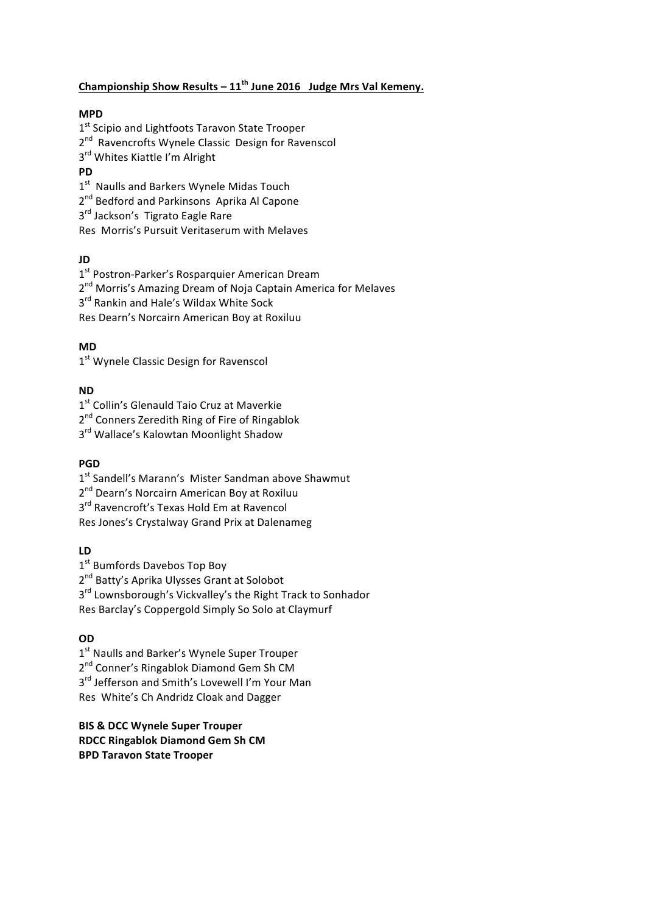**<u>Championship Show Results – 11th June 2016 Judge Mrs Val Kemeny.</u>**

**MPD**

1st Scipio and Lightfoots Taravon State Trooper
2nd Ravencrofts Wynele Classic Design for Ravenscol
3rd Whites Kiattle I'm Alright

**PD**

1st Naulls and Barkers Wynele Midas Touch
2nd Bedford and Parkinsons Aprika Al Capone
3rd Jackson's Tigrato Eagle Rare
Res Morris's Pursuit Veritaserum with Melaves

**JD**

1st Postron-Parker's Rosparquier American Dream
2nd Morris's Amazing Dream of Noja Captain America for Melaves
3rd Rankin and Hale's Wildax White Sock
Res Dearn's Norcairn American Boy at Roxiluu

**MD**

1st Wynele Classic Design for Ravenscol

**ND**

1st Collin's Glenauld Taio Cruz at Maverkie
2nd Conners Zeredith Ring of Fire of Ringablok
3rd Wallace's Kalowtan Moonlight Shadow

**PGD**

1st Sandell's Marann's Mister Sandman above Shawmut
2nd Dearn's Norcairn American Boy at Roxiluu
3rd Ravencroft's Texas Hold Em at Ravencol
Res Jones's Crystalway Grand Prix at Dalenameg

**LD**

1st Bumfords Davebos Top Boy
2nd Batty's Aprika Ulysses Grant at Solobot
3rd Lownsborough's Vickvalley's the Right Track to Sonhador
Res Barclay's Coppergold Simply So Solo at Claymurf

**OD**

1st Naulls and Barker's Wynele Super Trouper
2nd Conner's Ringablok Diamond Gem Sh CM
3rd Jefferson and Smith's Lovewell I'm Your Man
Res White's Ch Andridz Cloak and Dagger

**BIS & DCC Wynele Super Trouper**
**RDCC Ringablok Diamond Gem Sh CM**
**BPD Taravon State Trooper**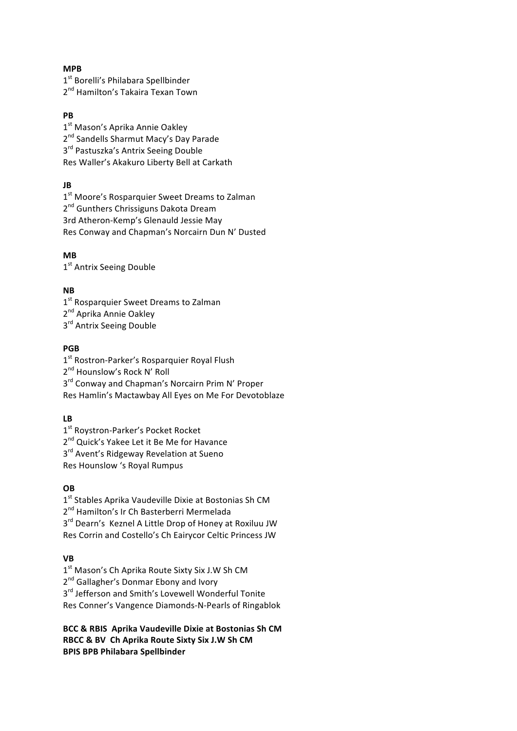**MPB**

1st Borelli's Philabara Spellbinder
2nd Hamilton's Takaira Texan Town

**PB**

1st Mason's Aprika Annie Oakley
2nd Sandells Sharmut Macy's Day Parade
3rd Pastuszka's Antrix Seeing Double
Res Waller's Akakuro Liberty Bell at Carkath

**JB**

1st Moore's Rosparquier Sweet Dreams to Zalman
2nd Gunthers Chrissiguns Dakota Dream
3rd Atheron-Kemp's Glenauld Jessie May
Res Conway and Chapman's Norcairn Dun N' Dusted

**MB**

1st Antrix Seeing Double

**NB**

1st Rosparquier Sweet Dreams to Zalman
2nd Aprika Annie Oakley
3rd Antrix Seeing Double

**PGB**

1st Rostron-Parker's Rosparquier Royal Flush
2nd Hounslow's Rock N' Roll
3rd Conway and Chapman's Norcairn Prim N' Proper
Res Hamlin's Mactawbay All Eyes on Me For Devotoblaze

**LB**

1st Roystron-Parker's Pocket Rocket
2nd Quick's Yakee Let it Be Me for Havance
3rd Avent's Ridgeway Revelation at Sueno
Res Hounslow 's Royal Rumpus

**OB**

1st Stables Aprika Vaudeville Dixie at Bostonias Sh CM
2nd Hamilton's Ir Ch Basterberri Mermelada
3rd Dearn's Keznel A Little Drop of Honey at Roxiluu JW
Res Corrin and Costello's Ch Eairycor Celtic Princess JW

**VB**

1st Mason's Ch Aprika Route Sixty Six J.W Sh CM
2nd Gallagher's Donmar Ebony and Ivory
3rd Jefferson and Smith's Lovewell Wonderful Tonite
Res Conner's Vangence Diamonds-N-Pearls of Ringablok

**BCC & RBIS Aprika Vaudeville Dixie at Bostonias Sh CM**
**RBCC & BV Ch Aprika Route Sixty Six J.W Sh CM**
**BPIS BPB Philabara Spellbinder**